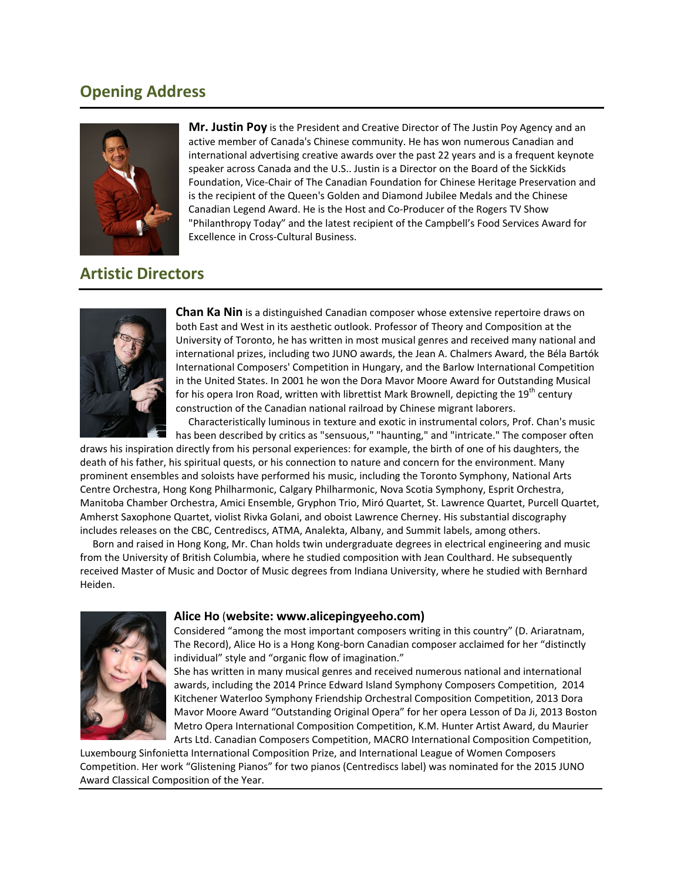## Opening Address

**Mr. Justin Poy** is the President and Creative Director of The Justin Poy Agency and an active member of Canada's Chinese community. He has won numerous Canadian and international advertising creative awards over the past 22 years and is a frequent keynote speaker across Canada and the U.S.. Justin is a Director on the Board of the SickKids Foundation, Vice-Chair of The Canadian Foundation for Chinese Heritage Preservation and is the recipient of the Queen's Golden and Diamond Jubilee Medals and the Chinese Canadian Legend Award. He is the Host and Co-Producer of the Rogers TV Show "Philanthropy Today" and the latest recipient of the Campbell's Food Services Award for Excellence in Cross-Cultural Business.

## Artistic Directors

**Chan Ka Nin** is a distinguished Canadian composer whose extensive repertoire draws on both East and West in its aesthetic outlook. Professor of Theory and Composition at the University of Toronto, he has written in most musical genres and received many national and international prizes, including two JUNO awards, the Jean A. Chalmers Award, the Béla Bartók International Composers' Competition in Hungary, and the Barlow International Competition in the United States. In 2001 he won the Dora Mavor Moore Award for Outstanding Musical for his opera Iron Road, written with librettist Mark Brownell, depicting the 19th century construction of the Canadian national railroad by Chinese migrant laborers.

Characteristically luminous in texture and exotic in instrumental colors, Prof. Chan's music has been described by critics as "sensuous," "haunting," and "intricate." The composer often draws his inspiration directly from his personal experiences: for example, the birth of one of his daughters, the death of his father, his spiritual quests, or his connection to nature and concern for the environment. Many prominent ensembles and soloists have performed his music, including the Toronto Symphony, National Arts Centre Orchestra, Hong Kong Philharmonic, Calgary Philharmonic, Nova Scotia Symphony, Esprit Orchestra, Manitoba Chamber Orchestra, Amici Ensemble, Gryphon Trio, Miró Quartet, St. Lawrence Quartet, Purcell Quartet, Amherst Saxophone Quartet, violist Rivka Golani, and oboist Lawrence Cherney. His substantial discography includes releases on the CBC, Centrediscs, ATMA, Analekta, Albany, and Summit labels, among others.

Born and raised in Hong Kong, Mr. Chan holds twin undergraduate degrees in electrical engineering and music from the University of British Columbia, where he studied composition with Jean Coulthard. He subsequently received Master of Music and Doctor of Music degrees from Indiana University, where he studied with Bernhard Heiden.

**Alice Ho (website: www.alicepingyeeho.com)**

Considered "among the most important composers writing in this country" (D. Ariaratnam, The Record), Alice Ho is a Hong Kong-born Canadian composer acclaimed for her "distinctly individual" style and "organic flow of imagination."

She has written in many musical genres and received numerous national and international awards, including the 2014 Prince Edward Island Symphony Composers Competition, 2014 Kitchener Waterloo Symphony Friendship Orchestral Composition Competition, 2013 Dora Mavor Moore Award "Outstanding Original Opera" for her opera Lesson of Da Ji, 2013 Boston Metro Opera International Composition Competition, K.M. Hunter Artist Award, du Maurier Arts Ltd. Canadian Composers Competition, MACRO International Composition Competition, Luxembourg Sinfonietta International Composition Prize, and International League of Women Composers Competition. Her work "Glistening Pianos" for two pianos (Centrediscs label) was nominated for the 2015 JUNO Award Classical Composition of the Year.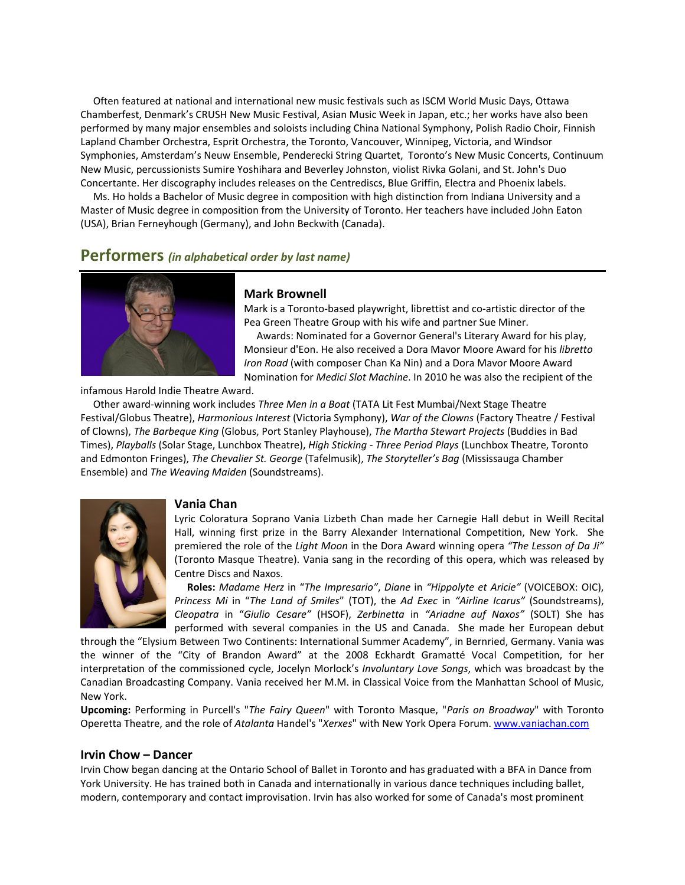Often featured at national and international new music festivals such as ISCM World Music Days, Ottawa Chamberfest, Denmark's CRUSH New Music Festival, Asian Music Week in Japan, etc.; her works have also been performed by many major ensembles and soloists including China National Symphony, Polish Radio Choir, Finnish Lapland Chamber Orchestra, Esprit Orchestra, the Toronto, Vancouver, Winnipeg, Victoria, and Windsor Symphonies, Amsterdam's Neuw Ensemble, Penderecki String Quartet, Toronto's New Music Concerts, Continuum New Music, percussionists Sumire Yoshihara and Beverley Johnston, violist Rivka Golani, and St. John's Duo Concertante. Her discography includes releases on the Centrediscs, Blue Griffin, Electra and Phoenix labels.

Ms. Ho holds a Bachelor of Music degree in composition with high distinction from Indiana University and a Master of Music degree in composition from the University of Toronto. Her teachers have included John Eaton (USA), Brian Ferneyhough (Germany), and John Beckwith (Canada).

## Performers *(in alphabetical order by last name)*

### Mark Brownell

Mark is a Toronto-based playwright, librettist and co-artistic director of the Pea Green Theatre Group with his wife and partner Sue Miner.

Awards: Nominated for a Governor General's Literary Award for his play, Monsieur d'Eon. He also received a Dora Mavor Moore Award for his *libretto Iron Road* (with composer Chan Ka Nin) and a Dora Mavor Moore Award Nomination for *Medici Slot Machine*. In 2010 he was also the recipient of the infamous Harold Indie Theatre Award.

Other award-winning work includes *Three Men in a Boat* (TATA Lit Fest Mumbai/Next Stage Theatre Festival/Globus Theatre), *Harmonious Interest* (Victoria Symphony), *War of the Clowns* (Factory Theatre / Festival of Clowns), *The Barbeque King* (Globus, Port Stanley Playhouse), *The Martha Stewart Projects* (Buddies in Bad Times), *Playballs* (Solar Stage, Lunchbox Theatre), *High Sticking - Three Period Plays* (Lunchbox Theatre, Toronto and Edmonton Fringes), *The Chevalier St. George* (Tafelmusik), *The Storyteller's Bag* (Mississauga Chamber Ensemble) and *The Weaving Maiden* (Soundstreams).

### Vania Chan

Lyric Coloratura Soprano Vania Lizbeth Chan made her Carnegie Hall debut in Weill Recital Hall, winning first prize in the Barry Alexander International Competition, New York. She premiered the role of the *Light Moon* in the Dora Award winning opera *"The Lesson of Da Ji"* (Toronto Masque Theatre). Vania sang in the recording of this opera, which was released by Centre Discs and Naxos.

**Roles:** *Madame Herz* in "*The Impresario"*, *Diane* in *"Hippolyte et Aricie"* (VOICEBOX: OIC), *Princess Mi* in "*The Land of Smiles*" (TOT), the *Ad Exec* in *"Airline Icarus"* (Soundstreams), *Cleopatra* in "*Giulio Cesare"* (HSOF), *Zerbinetta* in *"Ariadne auf Naxos"* (SOLT) She has performed with several companies in the US and Canada. She made her European debut through the "Elysium Between Two Continents: International Summer Academy", in Bernried, Germany. Vania was the winner of the "City of Brandon Award" at the 2008 Eckhardt Gramatté Vocal Competition, for her interpretation of the commissioned cycle, Jocelyn Morlock's *Involuntary Love Songs*, which was broadcast by the Canadian Broadcasting Company. Vania received her M.M. in Classical Voice from the Manhattan School of Music, New York.

**Upcoming:** Performing in Purcell's "*The Fairy Queen*" with Toronto Masque, "*Paris on Broadway*" with Toronto Operetta Theatre, and the role of *Atalanta* Handel's "*Xerxes*" with New York Opera Forum. www.vaniachan.com

### Irvin Chow – Dancer

Irvin Chow began dancing at the Ontario School of Ballet in Toronto and has graduated with a BFA in Dance from York University. He has trained both in Canada and internationally in various dance techniques including ballet, modern, contemporary and contact improvisation. Irvin has also worked for some of Canada's most prominent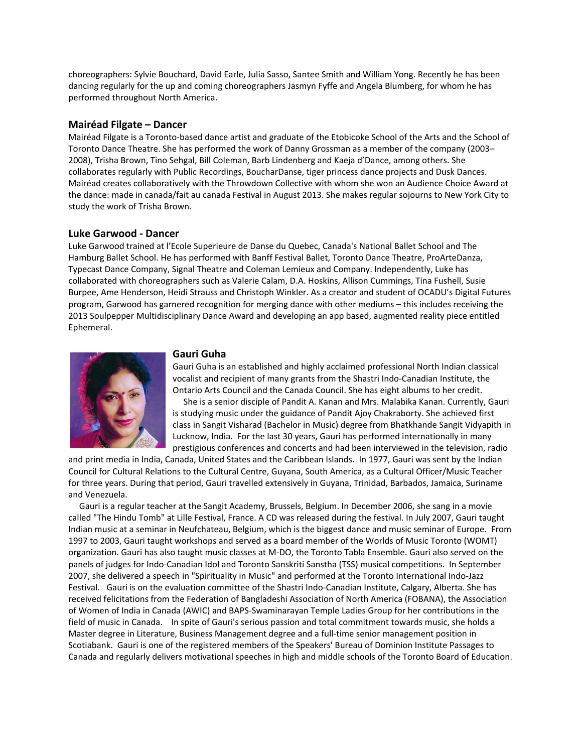choreographers: Sylvie Bouchard, David Earle, Julia Sasso, Santee Smith and William Yong. Recently he has been dancing regularly for the up and coming choreographers Jasmyn Fyffe and Angela Blumberg, for whom he has performed throughout North America.

### Mairéad Filgate – Dancer

Mairéad Filgate is a Toronto-based dance artist and graduate of the Etobicoke School of the Arts and the School of Toronto Dance Theatre. She has performed the work of Danny Grossman as a member of the company (2003–2008), Trisha Brown, Tino Sehgal, Bill Coleman, Barb Lindenberg and Kaeja d'Dance, among others. She collaborates regularly with Public Recordings, BoucharDanse, tiger princess dance projects and Dusk Dances. Mairéad creates collaboratively with the Throwdown Collective with whom she won an Audience Choice Award at the dance: made in canada/fait au canada Festival in August 2013. She makes regular sojourns to New York City to study the work of Trisha Brown.

### Luke Garwood - Dancer

Luke Garwood trained at l'Ecole Superieure de Danse du Quebec, Canada's National Ballet School and The Hamburg Ballet School. He has performed with Banff Festival Ballet, Toronto Dance Theatre, ProArteDanza, Typecast Dance Company, Signal Theatre and Coleman Lemieux and Company. Independently, Luke has collaborated with choreographers such as Valerie Calam, D.A. Hoskins, Allison Cummings, Tina Fushell, Susie Burpee, Ame Henderson, Heidi Strauss and Christoph Winkler. As a creator and student of OCADU's Digital Futures program, Garwood has garnered recognition for merging dance with other mediums – this includes receiving the 2013 Soulpepper Multidisciplinary Dance Award and developing an app based, augmented reality piece entitled Ephemeral.

### Gauri Guha

Gauri Guha is an established and highly acclaimed professional North Indian classical vocalist and recipient of many grants from the Shastri Indo-Canadian Institute, the Ontario Arts Council and the Canada Council. She has eight albums to her credit.

She is a senior disciple of Pandit A. Kanan and Mrs. Malabika Kanan. Currently, Gauri is studying music under the guidance of Pandit Ajoy Chakraborty. She achieved first class in Sangit Visharad (Bachelor in Music) degree from Bhatkhande Sangit Vidyapith in Lucknow, India. For the last 30 years, Gauri has performed internationally in many prestigious conferences and concerts and had been interviewed in the television, radio and print media in India, Canada, United States and the Caribbean Islands. In 1977, Gauri was sent by the Indian Council for Cultural Relations to the Cultural Centre, Guyana, South America, as a Cultural Officer/Music Teacher for three years. During that period, Gauri travelled extensively in Guyana, Trinidad, Barbados, Jamaica, Suriname and Venezuela.

Gauri is a regular teacher at the Sangit Academy, Brussels, Belgium. In December 2006, she sang in a movie called "The Hindu Tomb" at Lille Festival, France. A CD was released during the festival. In July 2007, Gauri taught Indian music at a seminar in Neufchateau, Belgium, which is the biggest dance and music seminar of Europe. From 1997 to 2003, Gauri taught workshops and served as a board member of the Worlds of Music Toronto (WOMT) organization. Gauri has also taught music classes at M-DO, the Toronto Tabla Ensemble. Gauri also served on the panels of judges for Indo-Canadian Idol and Toronto Sanskriti Sanstha (TSS) musical competitions. In September 2007, she delivered a speech in "Spirituality in Music" and performed at the Toronto International Indo-Jazz Festival. Gauri is on the evaluation committee of the Shastri Indo-Canadian Institute, Calgary, Alberta. She has received felicitations from the Federation of Bangladeshi Association of North America (FOBANA), the Association of Women of India in Canada (AWIC) and BAPS-Swaminarayan Temple Ladies Group for her contributions in the field of music in Canada. In spite of Gauri's serious passion and total commitment towards music, she holds a Master degree in Literature, Business Management degree and a full-time senior management position in Scotiabank. Gauri is one of the registered members of the Speakers' Bureau of Dominion Institute Passages to Canada and regularly delivers motivational speeches in high and middle schools of the Toronto Board of Education.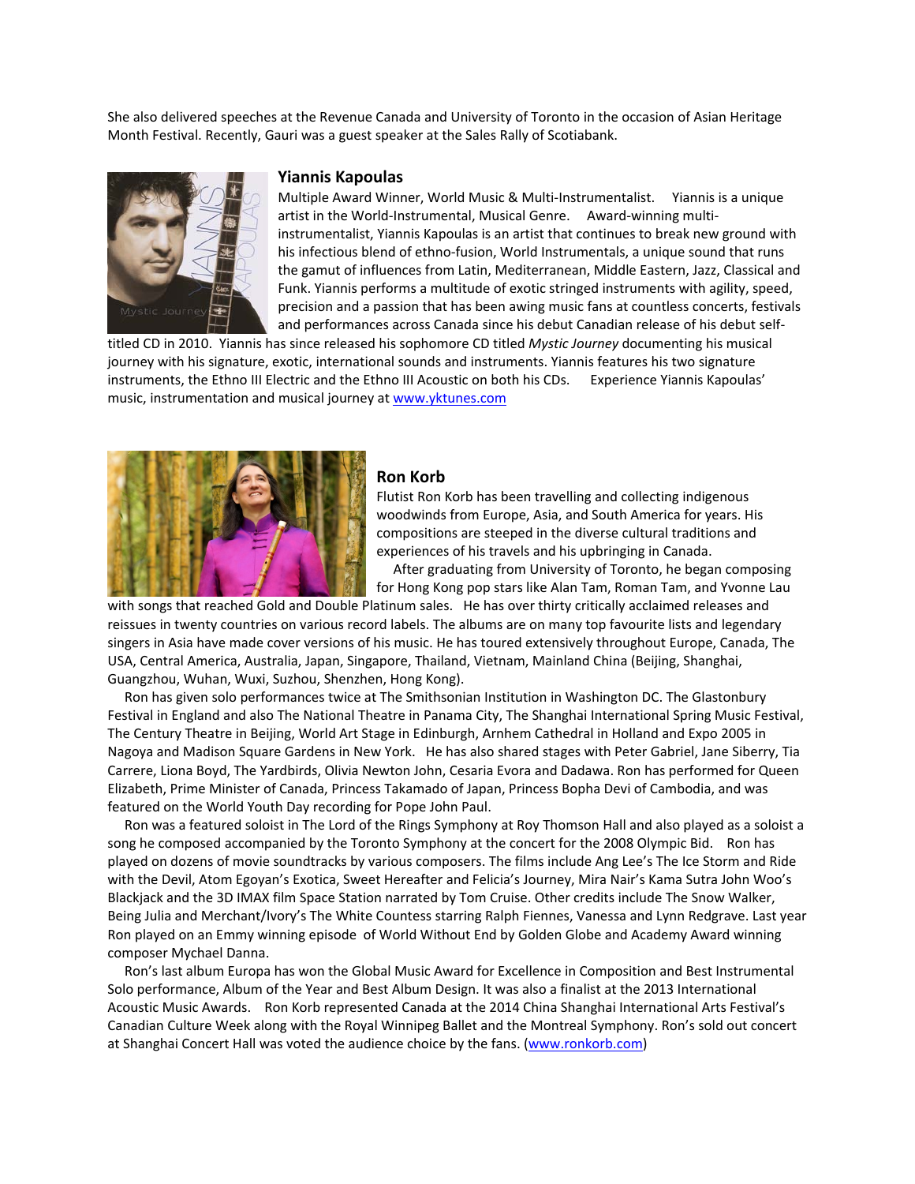She also delivered speeches at the Revenue Canada and University of Toronto in the occasion of Asian Heritage Month Festival. Recently, Gauri was a guest speaker at the Sales Rally of Scotiabank.

### Yiannis Kapoulas

Multiple Award Winner, World Music & Multi-Instrumentalist. Yiannis is a unique artist in the World-Instrumental, Musical Genre. Award-winning multi-instrumentalist, Yiannis Kapoulas is an artist that continues to break new ground with his infectious blend of ethno-fusion, World Instrumentals, a unique sound that runs the gamut of influences from Latin, Mediterranean, Middle Eastern, Jazz, Classical and Funk. Yiannis performs a multitude of exotic stringed instruments with agility, speed, precision and a passion that has been awing music fans at countless concerts, festivals and performances across Canada since his debut Canadian release of his debut self-titled CD in 2010. Yiannis has since released his sophomore CD titled *Mystic Journey* documenting his musical journey with his signature, exotic, international sounds and instruments. Yiannis features his two signature instruments, the Ethno III Electric and the Ethno III Acoustic on both his CDs. Experience Yiannis Kapoulas' music, instrumentation and musical journey at [www.yktunes.com](http://www.yktunes.com)

### Ron Korb

Flutist Ron Korb has been travelling and collecting indigenous woodwinds from Europe, Asia, and South America for years. His compositions are steeped in the diverse cultural traditions and experiences of his travels and his upbringing in Canada.

After graduating from University of Toronto, he began composing for Hong Kong pop stars like Alan Tam, Roman Tam, and Yvonne Lau with songs that reached Gold and Double Platinum sales. He has over thirty critically acclaimed releases and reissues in twenty countries on various record labels. The albums are on many top favourite lists and legendary singers in Asia have made cover versions of his music. He has toured extensively throughout Europe, Canada, The USA, Central America, Australia, Japan, Singapore, Thailand, Vietnam, Mainland China (Beijing, Shanghai, Guangzhou, Wuhan, Wuxi, Suzhou, Shenzhen, Hong Kong).

Ron has given solo performances twice at The Smithsonian Institution in Washington DC. The Glastonbury Festival in England and also The National Theatre in Panama City, The Shanghai International Spring Music Festival, The Century Theatre in Beijing, World Art Stage in Edinburgh, Arnhem Cathedral in Holland and Expo 2005 in Nagoya and Madison Square Gardens in New York. He has also shared stages with Peter Gabriel, Jane Siberry, Tia Carrere, Liona Boyd, The Yardbirds, Olivia Newton John, Cesaria Evora and Dadawa. Ron has performed for Queen Elizabeth, Prime Minister of Canada, Princess Takamado of Japan, Princess Bopha Devi of Cambodia, and was featured on the World Youth Day recording for Pope John Paul.

Ron was a featured soloist in The Lord of the Rings Symphony at Roy Thomson Hall and also played as a soloist a song he composed accompanied by the Toronto Symphony at the concert for the 2008 Olympic Bid. Ron has played on dozens of movie soundtracks by various composers. The films include Ang Lee's The Ice Storm and Ride with the Devil, Atom Egoyan's Exotica, Sweet Hereafter and Felicia's Journey, Mira Nair's Kama Sutra John Woo's Blackjack and the 3D IMAX film Space Station narrated by Tom Cruise. Other credits include The Snow Walker, Being Julia and Merchant/Ivory's The White Countess starring Ralph Fiennes, Vanessa and Lynn Redgrave. Last year Ron played on an Emmy winning episode of World Without End by Golden Globe and Academy Award winning composer Mychael Danna.

Ron's last album Europa has won the Global Music Award for Excellence in Composition and Best Instrumental Solo performance, Album of the Year and Best Album Design. It was also a finalist at the 2013 International Acoustic Music Awards. Ron Korb represented Canada at the 2014 China Shanghai International Arts Festival's Canadian Culture Week along with the Royal Winnipeg Ballet and the Montreal Symphony. Ron's sold out concert at Shanghai Concert Hall was voted the audience choice by the fans. ([www.ronkorb.com](http://www.ronkorb.com))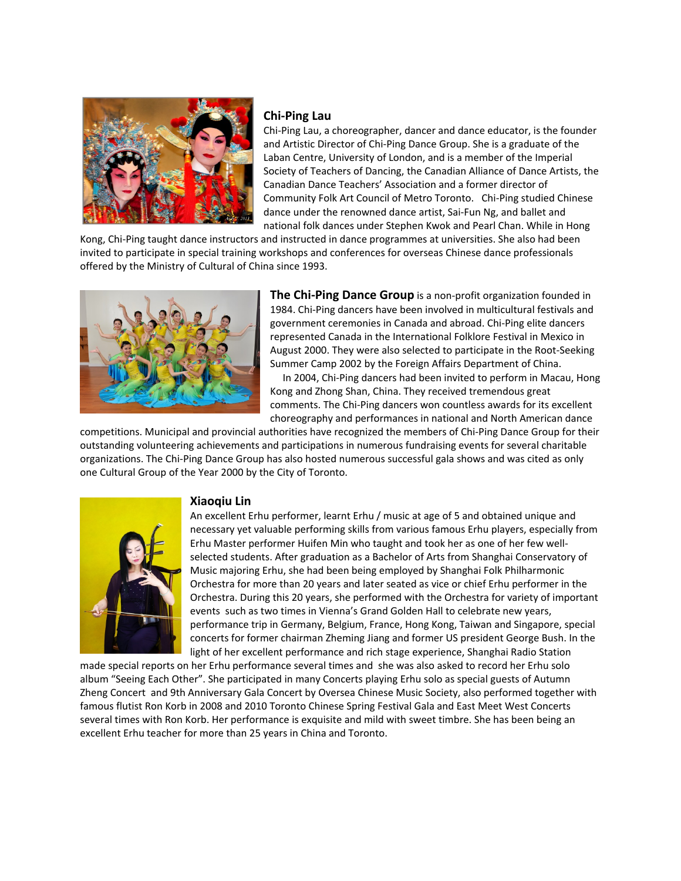## Chi-Ping Lau

Chi-Ping Lau, a choreographer, dancer and dance educator, is the founder and Artistic Director of Chi-Ping Dance Group. She is a graduate of the Laban Centre, University of London, and is a member of the Imperial Society of Teachers of Dancing, the Canadian Alliance of Dance Artists, the Canadian Dance Teachers' Association and a former director of Community Folk Art Council of Metro Toronto. Chi-Ping studied Chinese dance under the renowned dance artist, Sai-Fun Ng, and ballet and national folk dances under Stephen Kwok and Pearl Chan. While in Hong Kong, Chi-Ping taught dance instructors and instructed in dance programmes at universities. She also had been invited to participate in special training workshops and conferences for overseas Chinese dance professionals offered by the Ministry of Cultural of China since 1993.

**The Chi-Ping Dance Group** is a non-profit organization founded in 1984. Chi-Ping dancers have been involved in multicultural festivals and government ceremonies in Canada and abroad. Chi-Ping elite dancers represented Canada in the International Folklore Festival in Mexico in August 2000. They were also selected to participate in the Root-Seeking Summer Camp 2002 by the Foreign Affairs Department of China.

In 2004, Chi-Ping dancers had been invited to perform in Macau, Hong Kong and Zhong Shan, China. They received tremendous great comments. The Chi-Ping dancers won countless awards for its excellent choreography and performances in national and North American dance competitions. Municipal and provincial authorities have recognized the members of Chi-Ping Dance Group for their outstanding volunteering achievements and participations in numerous fundraising events for several charitable organizations. The Chi-Ping Dance Group has also hosted numerous successful gala shows and was cited as only one Cultural Group of the Year 2000 by the City of Toronto.

## Xiaoqiu Lin

An excellent Erhu performer, learnt Erhu / music at age of 5 and obtained unique and necessary yet valuable performing skills from various famous Erhu players, especially from Erhu Master performer Huifen Min who taught and took her as one of her few well-selected students. After graduation as a Bachelor of Arts from Shanghai Conservatory of Music majoring Erhu, she had been being employed by Shanghai Folk Philharmonic Orchestra for more than 20 years and later seated as vice or chief Erhu performer in the Orchestra. During this 20 years, she performed with the Orchestra for variety of important events such as two times in Vienna's Grand Golden Hall to celebrate new years, performance trip in Germany, Belgium, France, Hong Kong, Taiwan and Singapore, special concerts for former chairman Zheming Jiang and former US president George Bush. In the light of her excellent performance and rich stage experience, Shanghai Radio Station made special reports on her Erhu performance several times and she was also asked to record her Erhu solo album "Seeing Each Other". She participated in many Concerts playing Erhu solo as special guests of Autumn Zheng Concert and 9th Anniversary Gala Concert by Oversea Chinese Music Society, also performed together with famous flutist Ron Korb in 2008 and 2010 Toronto Chinese Spring Festival Gala and East Meet West Concerts several times with Ron Korb. Her performance is exquisite and mild with sweet timbre. She has been being an excellent Erhu teacher for more than 25 years in China and Toronto.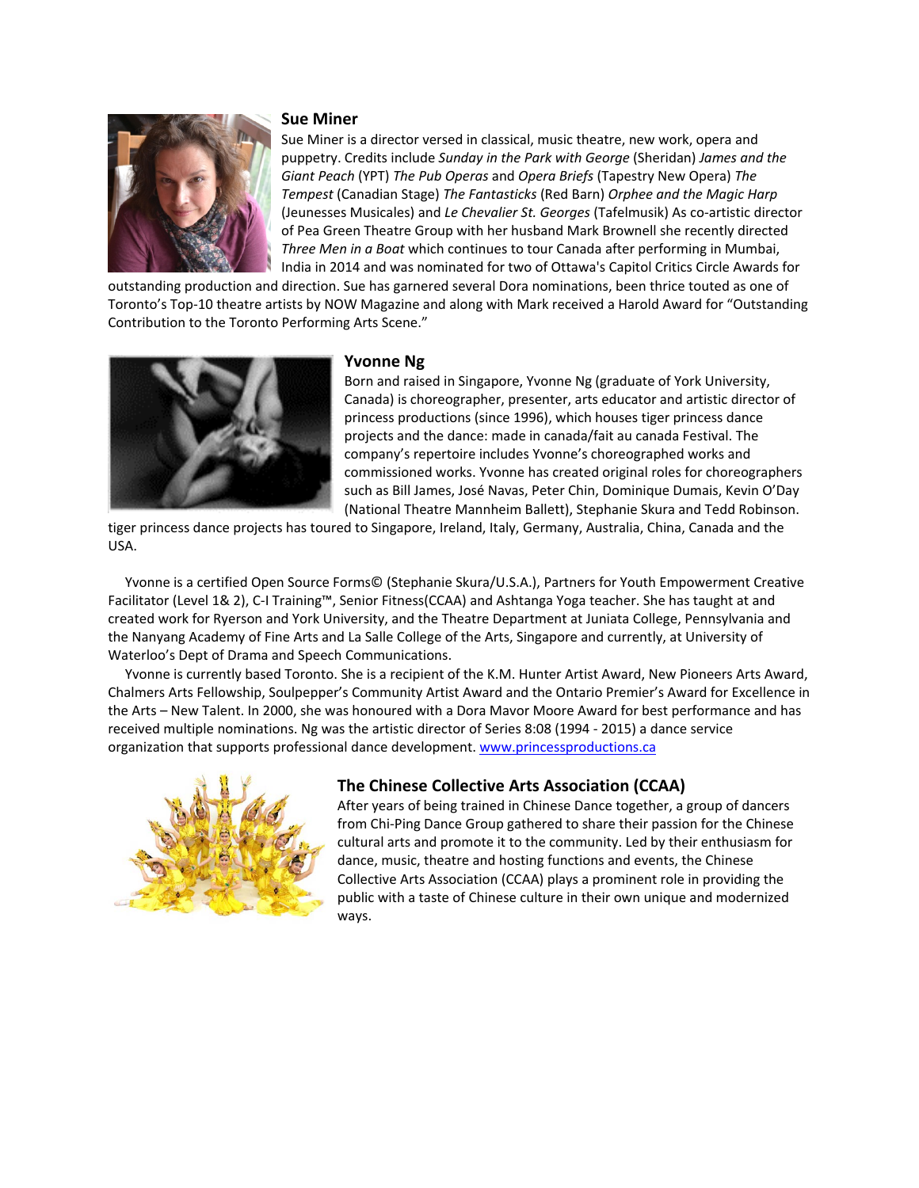### Sue Miner

Sue Miner is a director versed in classical, music theatre, new work, opera and puppetry. Credits include *Sunday in the Park with George* (Sheridan) *James and the Giant Peach* (YPT) *The Pub Operas* and *Opera Briefs* (Tapestry New Opera) *The Tempest* (Canadian Stage) *The Fantasticks* (Red Barn) *Orphee and the Magic Harp* (Jeunesses Musicales) and *Le Chevalier St. Georges* (Tafelmusik) As co-artistic director of Pea Green Theatre Group with her husband Mark Brownell she recently directed *Three Men in a Boat* which continues to tour Canada after performing in Mumbai, India in 2014 and was nominated for two of Ottawa's Capitol Critics Circle Awards for outstanding production and direction. Sue has garnered several Dora nominations, been thrice touted as one of Toronto's Top-10 theatre artists by NOW Magazine and along with Mark received a Harold Award for "Outstanding Contribution to the Toronto Performing Arts Scene."

### Yvonne Ng

Born and raised in Singapore, Yvonne Ng (graduate of York University, Canada) is choreographer, presenter, arts educator and artistic director of princess productions (since 1996), which houses tiger princess dance projects and the dance: made in canada/fait au canada Festival. The company's repertoire includes Yvonne's choreographed works and commissioned works. Yvonne has created original roles for choreographers such as Bill James, José Navas, Peter Chin, Dominique Dumais, Kevin O'Day (National Theatre Mannheim Ballett), Stephanie Skura and Tedd Robinson. tiger princess dance projects has toured to Singapore, Ireland, Italy, Germany, Australia, China, Canada and the USA.

Yvonne is a certified Open Source Forms© (Stephanie Skura/U.S.A.), Partners for Youth Empowerment Creative Facilitator (Level 1& 2), C-I Training™, Senior Fitness(CCAA) and Ashtanga Yoga teacher. She has taught at and created work for Ryerson and York University, and the Theatre Department at Juniata College, Pennsylvania and the Nanyang Academy of Fine Arts and La Salle College of the Arts, Singapore and currently, at University of Waterloo's Dept of Drama and Speech Communications.

Yvonne is currently based Toronto. She is a recipient of the K.M. Hunter Artist Award, New Pioneers Arts Award, Chalmers Arts Fellowship, Soulpepper's Community Artist Award and the Ontario Premier's Award for Excellence in the Arts – New Talent. In 2000, she was honoured with a Dora Mavor Moore Award for best performance and has received multiple nominations. Ng was the artistic director of Series 8:08 (1994 - 2015) a dance service organization that supports professional dance development. [www.princessproductions.ca](http://www.princessproductions.ca)

### The Chinese Collective Arts Association (CCAA)

After years of being trained in Chinese Dance together, a group of dancers from Chi-Ping Dance Group gathered to share their passion for the Chinese cultural arts and promote it to the community. Led by their enthusiasm for dance, music, theatre and hosting functions and events, the Chinese Collective Arts Association (CCAA) plays a prominent role in providing the public with a taste of Chinese culture in their own unique and modernized ways.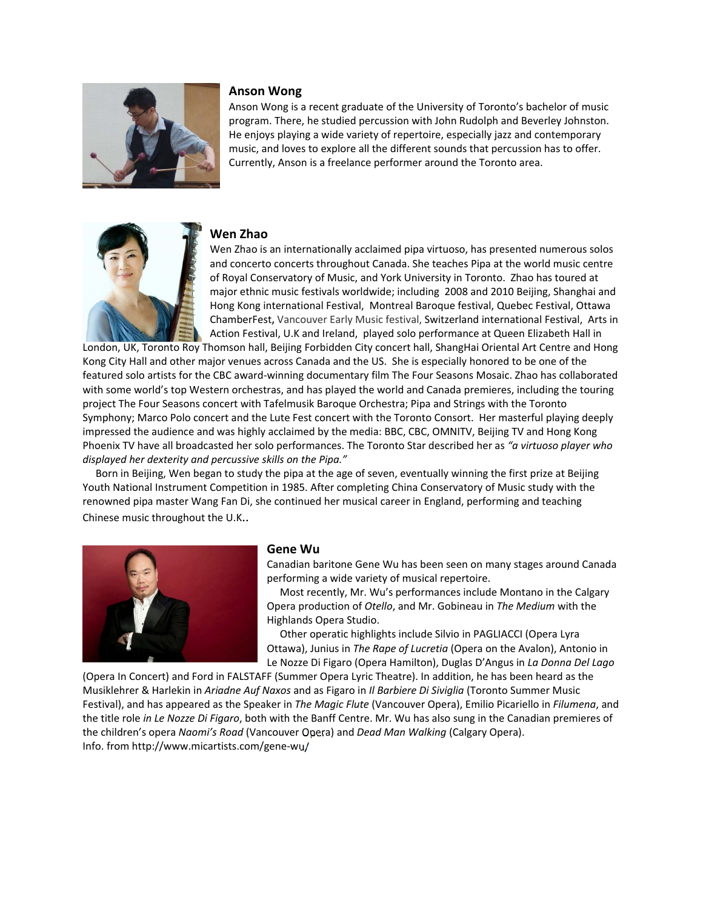### Anson Wong

Anson Wong is a recent graduate of the University of Toronto's bachelor of music program. There, he studied percussion with John Rudolph and Beverley Johnston. He enjoys playing a wide variety of repertoire, especially jazz and contemporary music, and loves to explore all the different sounds that percussion has to offer. Currently, Anson is a freelance performer around the Toronto area.

### Wen Zhao

Wen Zhao is an internationally acclaimed pipa virtuoso, has presented numerous solos and concerto concerts throughout Canada. She teaches Pipa at the world music centre of Royal Conservatory of Music, and York University in Toronto. Zhao has toured at major ethnic music festivals worldwide; including 2008 and 2010 Beijing, Shanghai and Hong Kong international Festival, Montreal Baroque festival, Quebec Festival, Ottawa ChamberFest, Vancouver Early Music festival, Switzerland international Festival, Arts in Action Festival, U.K and Ireland, played solo performance at Queen Elizabeth Hall in London, UK, Toronto Roy Thomson hall, Beijing Forbidden City concert hall, ShangHai Oriental Art Centre and Hong Kong City Hall and other major venues across Canada and the US. She is especially honored to be one of the featured solo artists for the CBC award-winning documentary film The Four Seasons Mosaic. Zhao has collaborated with some world's top Western orchestras, and has played the world and Canada premieres, including the touring project The Four Seasons concert with Tafelmusik Baroque Orchestra; Pipa and Strings with the Toronto Symphony; Marco Polo concert and the Lute Fest concert with the Toronto Consort. Her masterful playing deeply impressed the audience and was highly acclaimed by the media: BBC, CBC, OMNITV, Beijing TV and Hong Kong Phoenix TV have all broadcasted her solo performances. The Toronto Star described her as *"a virtuoso player who displayed her dexterity and percussive skills on the Pipa."*

Born in Beijing, Wen began to study the pipa at the age of seven, eventually winning the first prize at Beijing Youth National Instrument Competition in 1985. After completing China Conservatory of Music study with the renowned pipa master Wang Fan Di, she continued her musical career in England, performing and teaching Chinese music throughout the U.K..

### Gene Wu

Canadian baritone Gene Wu has been seen on many stages around Canada performing a wide variety of musical repertoire.

Most recently, Mr. Wu's performances include Montano in the Calgary Opera production of *Otello*, and Mr. Gobineau in *The Medium* with the Highlands Opera Studio.

Other operatic highlights include Silvio in PAGLIACCI (Opera Lyra Ottawa), Junius in *The Rape of Lucretia* (Opera on the Avalon), Antonio in Le Nozze Di Figaro (Opera Hamilton), Duglas D'Angus in *La Donna Del Lago* (Opera In Concert) and Ford in FALSTAFF (Summer Opera Lyric Theatre). In addition, he has been heard as the Musiklehrer & Harlekin in *Ariadne Auf Naxos* and as Figaro in *Il Barbiere Di Siviglia* (Toronto Summer Music Festival), and has appeared as the Speaker in *The Magic Flute* (Vancouver Opera), Emilio Picariello in *Filumena*, and the title role *in Le Nozze Di Figaro*, both with the Banff Centre. Mr. Wu has also sung in the Canadian premieres of the children's opera *Naomi's Road* (Vancouver Opera) and *Dead Man Walking* (Calgary Opera).
Info. from http://www.micartists.com/gene-wu/